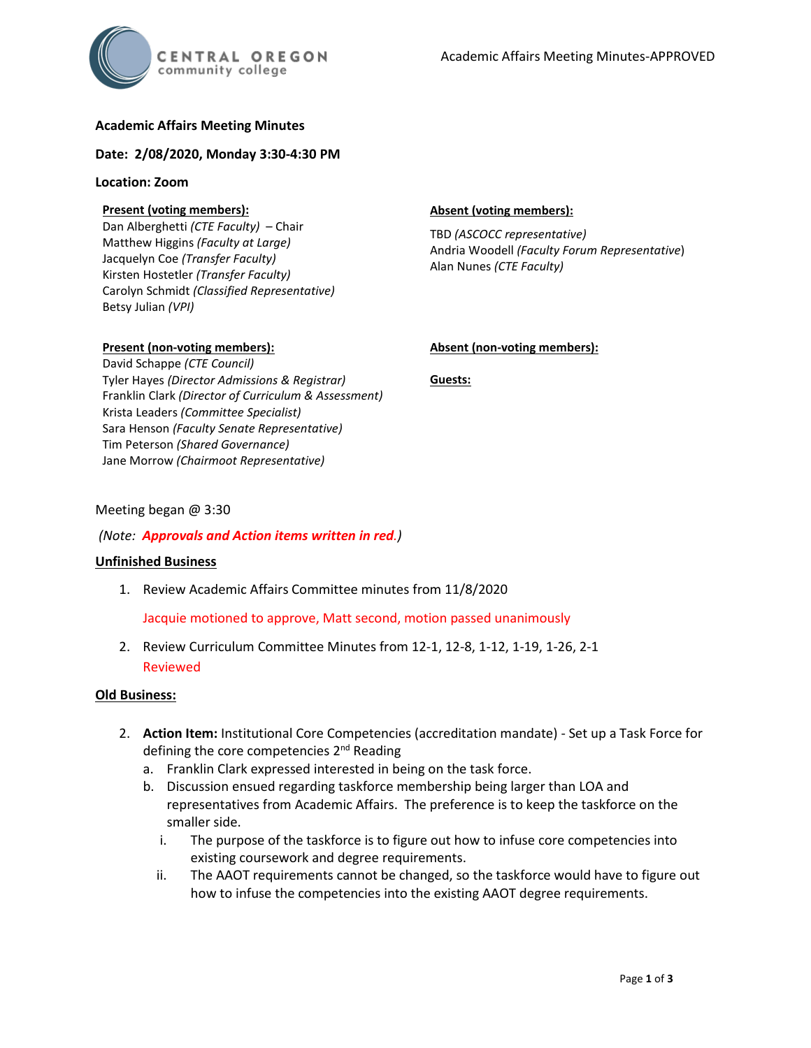Academic Affairs Meeting Minutes-APPROVED

**Academic Affairs Meeting Minutes**

**Date: 2/08/2020, Monday 3:30-4:30 PM**

**Location: Zoom**

**Present (voting members):**
Dan Alberghetti *(CTE Faculty)* – Chair
Matthew Higgins *(Faculty at Large)*
Jacquelyn Coe *(Transfer Faculty)*
Kirsten Hostetler *(Transfer Faculty)*
Carolyn Schmidt *(Classified Representative)*
Betsy Julian *(VPI)*

**Absent (voting members):**
TBD *(ASCOCC representative)*
Andria Woodell *(Faculty Forum Representative)*
Alan Nunes *(CTE Faculty)*

**Present (non-voting members):**
David Schappe *(CTE Council)*
Tyler Hayes *(Director Admissions & Registrar)*
Franklin Clark *(Director of Curriculum & Assessment)*
Krista Leaders *(Committee Specialist)*
Sara Henson *(Faculty Senate Representative)*
Tim Peterson *(Shared Governance)*
Jane Morrow *(Chairmoot Representative)*

**Absent (non-voting members):**

**Guests:**

Meeting began @ 3:30

*(Note: **Approvals and Action items written in red**.)*

**Unfinished Business**

1. Review Academic Affairs Committee minutes from 11/8/2020

   Jacquie motioned to approve, Matt second, motion passed unanimously

2. Review Curriculum Committee Minutes from 12-1, 12-8, 1-12, 1-19, 1-26, 2-1
   Reviewed

**Old Business:**

2. **Action Item:** Institutional Core Competencies (accreditation mandate) - Set up a Task Force for defining the core competencies 2nd Reading
   a. Franklin Clark expressed interested in being on the task force.
   b. Discussion ensued regarding taskforce membership being larger than LOA and representatives from Academic Affairs. The preference is to keep the taskforce on the smaller side.
      i. The purpose of the taskforce is to figure out how to infuse core competencies into existing coursework and degree requirements.
      ii. The AAOT requirements cannot be changed, so the taskforce would have to figure out how to infuse the competencies into the existing AAOT degree requirements.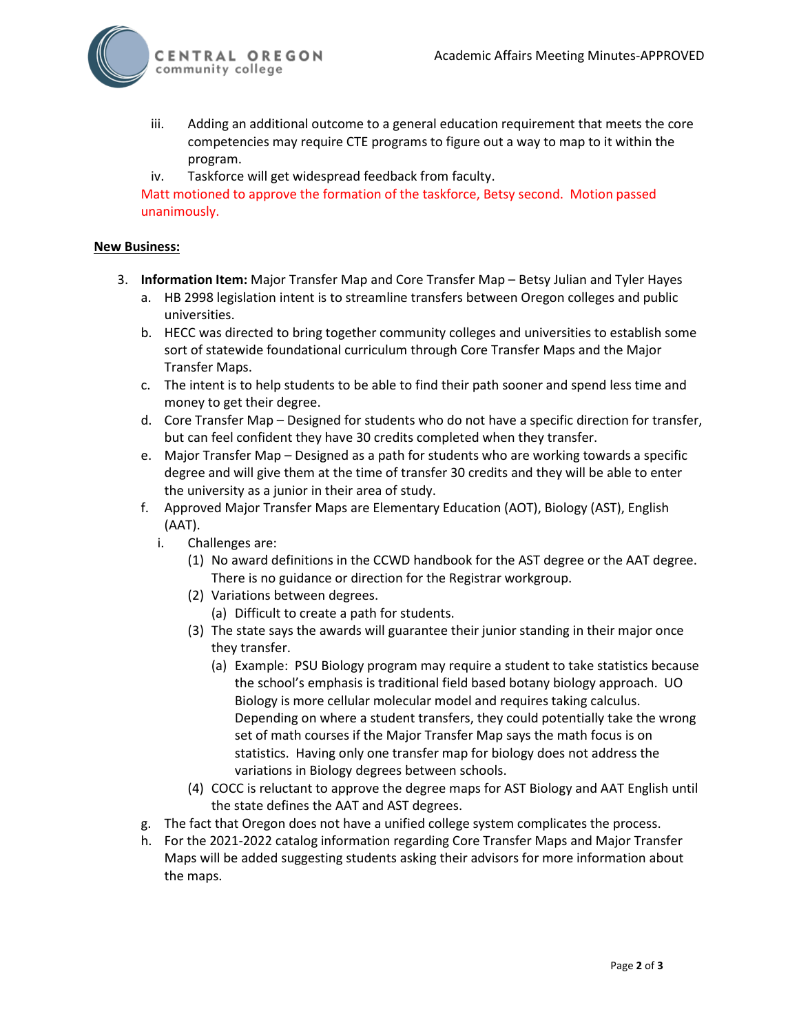iii. Adding an additional outcome to a general education requirement that meets the core competencies may require CTE programs to figure out a way to map to it within the program.

iv. Taskforce will get widespread feedback from faculty.

Matt motioned to approve the formation of the taskforce, Betsy second. Motion passed unanimously.

**New Business:**

3. **Information Item:** Major Transfer Map and Core Transfer Map – Betsy Julian and Tyler Hayes
   a. HB 2998 legislation intent is to streamline transfers between Oregon colleges and public universities.
   b. HECC was directed to bring together community colleges and universities to establish some sort of statewide foundational curriculum through Core Transfer Maps and the Major Transfer Maps.
   c. The intent is to help students to be able to find their path sooner and spend less time and money to get their degree.
   d. Core Transfer Map – Designed for students who do not have a specific direction for transfer, but can feel confident they have 30 credits completed when they transfer.
   e. Major Transfer Map – Designed as a path for students who are working towards a specific degree and will give them at the time of transfer 30 credits and they will be able to enter the university as a junior in their area of study.
   f. Approved Major Transfer Maps are Elementary Education (AOT), Biology (AST), English (AAT).
      i. Challenges are:
         (1) No award definitions in the CCWD handbook for the AST degree or the AAT degree. There is no guidance or direction for the Registrar workgroup.
         (2) Variations between degrees.
            (a) Difficult to create a path for students.
         (3) The state says the awards will guarantee their junior standing in their major once they transfer.
            (a) Example: PSU Biology program may require a student to take statistics because the school's emphasis is traditional field based botany biology approach. UO Biology is more cellular molecular model and requires taking calculus. Depending on where a student transfers, they could potentially take the wrong set of math courses if the Major Transfer Map says the math focus is on statistics. Having only one transfer map for biology does not address the variations in Biology degrees between schools.
         (4) COCC is reluctant to approve the degree maps for AST Biology and AAT English until the state defines the AAT and AST degrees.
   g. The fact that Oregon does not have a unified college system complicates the process.
   h. For the 2021-2022 catalog information regarding Core Transfer Maps and Major Transfer Maps will be added suggesting students asking their advisors for more information about the maps.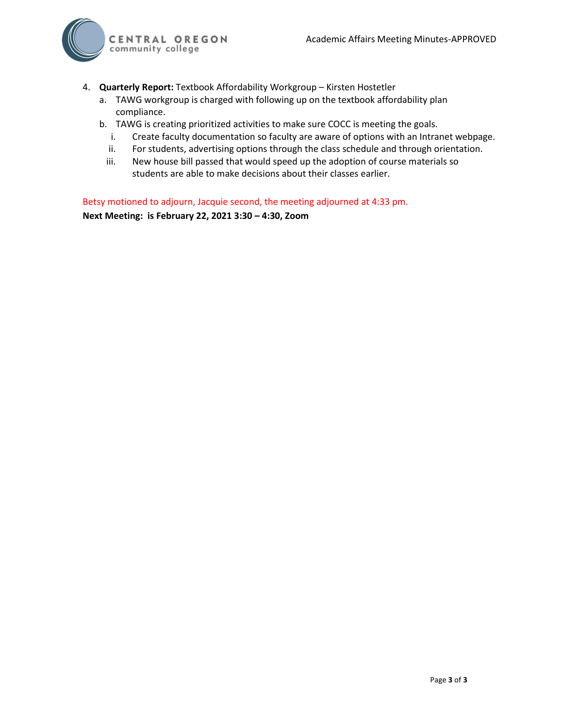4. **Quarterly Report:** Textbook Affordability Workgroup – Kirsten Hostetler
   a. TAWG workgroup is charged with following up on the textbook affordability plan compliance.
   b. TAWG is creating prioritized activities to make sure COCC is meeting the goals.
      i. Create faculty documentation so faculty are aware of options with an Intranet webpage.
      ii. For students, advertising options through the class schedule and through orientation.
      iii. New house bill passed that would speed up the adoption of course materials so students are able to make decisions about their classes earlier.

Betsy motioned to adjourn, Jacquie second, the meeting adjourned at 4:33 pm.

**Next Meeting: is February 22, 2021 3:30 – 4:30, Zoom**